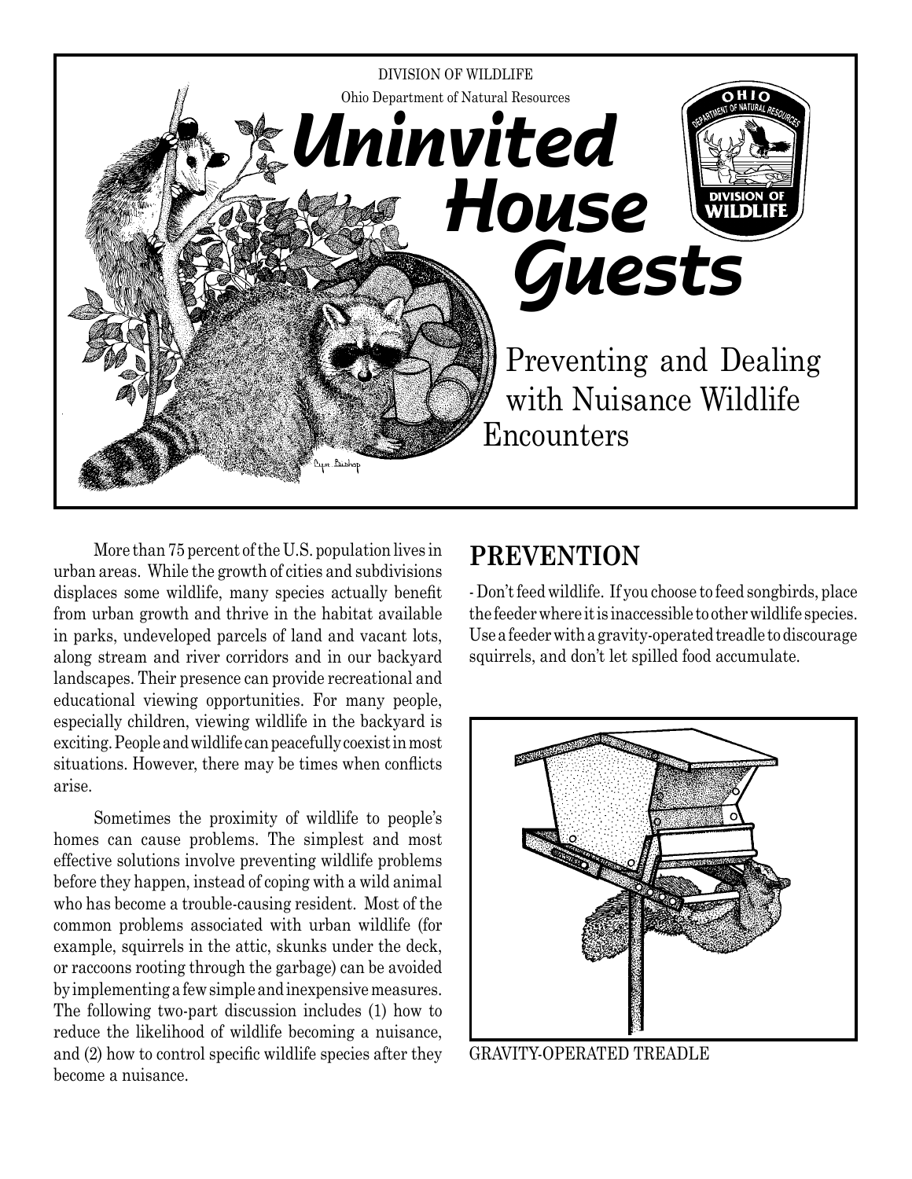DIVISION OF WILDLIFE

Ohio Department of Natural Resources

# Uninvited House Guests

## Preventing and Dealing with Nuisance Wildlife Encounters

More than 75 percent of the U.S. population lives in urban areas. While the growth of cities and subdivisions displaces some wildlife, many species actually benefit from urban growth and thrive in the habitat available in parks, undeveloped parcels of land and vacant lots, along stream and river corridors and in our backyard landscapes. Their presence can provide recreational and educational viewing opportunities. For many people, especially children, viewing wildlife in the backyard is exciting. People and wildlife can peacefully coexist in most situations. However, there may be times when conflicts arise.

Sometimes the proximity of wildlife to people's homes can cause problems. The simplest and most effective solutions involve preventing wildlife problems before they happen, instead of coping with a wild animal who has become a trouble-causing resident. Most of the common problems associated with urban wildlife (for example, squirrels in the attic, skunks under the deck, or raccoons rooting through the garbage) can be avoided by implementing a few simple and inexpensive measures. The following two-part discussion includes (1) how to reduce the likelihood of wildlife becoming a nuisance, and (2) how to control specific wildlife species after they become a nuisance.

## PREVENTION

- Don't feed wildlife. If you choose to feed songbirds, place the feeder where it is inaccessible to other wildlife species. Use a feeder with a gravity-operated treadle to discourage squirrels, and don't let spilled food accumulate.

GRAVITY-OPERATED TREADLE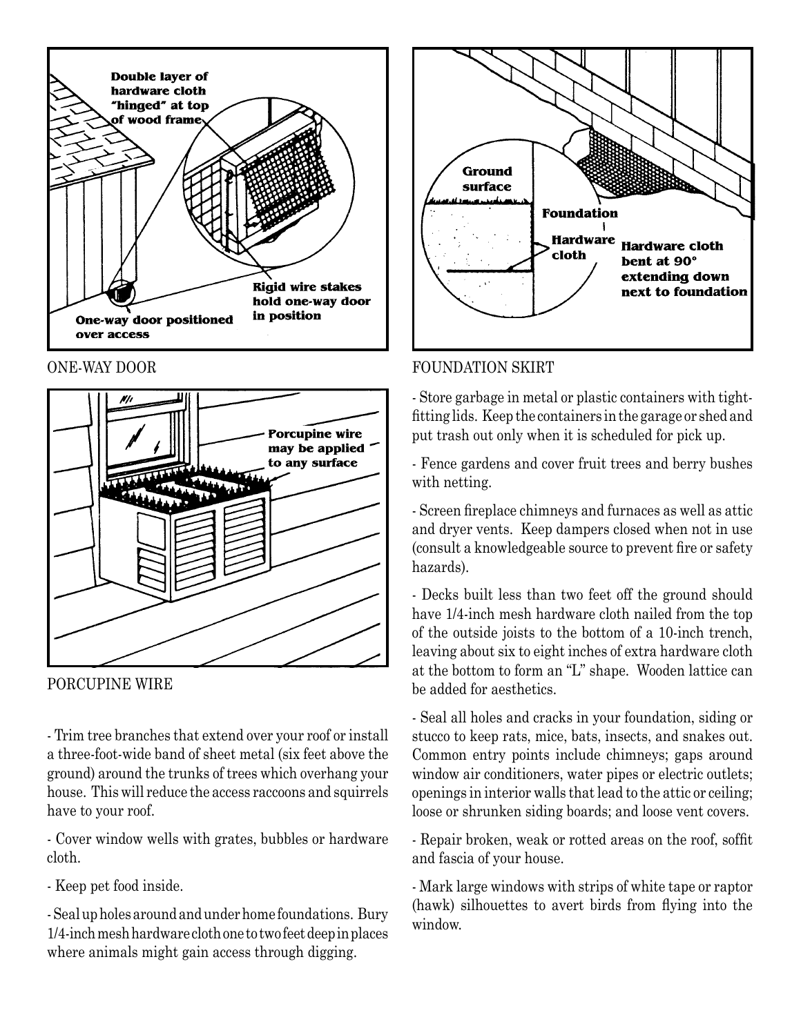ONE-WAY DOOR

PORCUPINE WIRE

- Trim tree branches that extend over your roof or install a three-foot-wide band of sheet metal (six feet above the ground) around the trunks of trees which overhang your house. This will reduce the access raccoons and squirrels have to your roof.

- Cover window wells with grates, bubbles or hardware cloth.

- Keep pet food inside.

- Seal up holes around and under home foundations. Bury 1/4-inch mesh hardware cloth one to two feet deep in places where animals might gain access through digging.

FOUNDATION SKIRT

- Store garbage in metal or plastic containers with tight-fitting lids. Keep the containers in the garage or shed and put trash out only when it is scheduled for pick up.

- Fence gardens and cover fruit trees and berry bushes with netting.

- Screen fireplace chimneys and furnaces as well as attic and dryer vents. Keep dampers closed when not in use (consult a knowledgeable source to prevent fire or safety hazards).

- Decks built less than two feet off the ground should have 1/4-inch mesh hardware cloth nailed from the top of the outside joists to the bottom of a 10-inch trench, leaving about six to eight inches of extra hardware cloth at the bottom to form an "L" shape. Wooden lattice can be added for aesthetics.

- Seal all holes and cracks in your foundation, siding or stucco to keep rats, mice, bats, insects, and snakes out. Common entry points include chimneys; gaps around window air conditioners, water pipes or electric outlets; openings in interior walls that lead to the attic or ceiling; loose or shrunken siding boards; and loose vent covers.

- Repair broken, weak or rotted areas on the roof, soffit and fascia of your house.

- Mark large windows with strips of white tape or raptor (hawk) silhouettes to avert birds from flying into the window.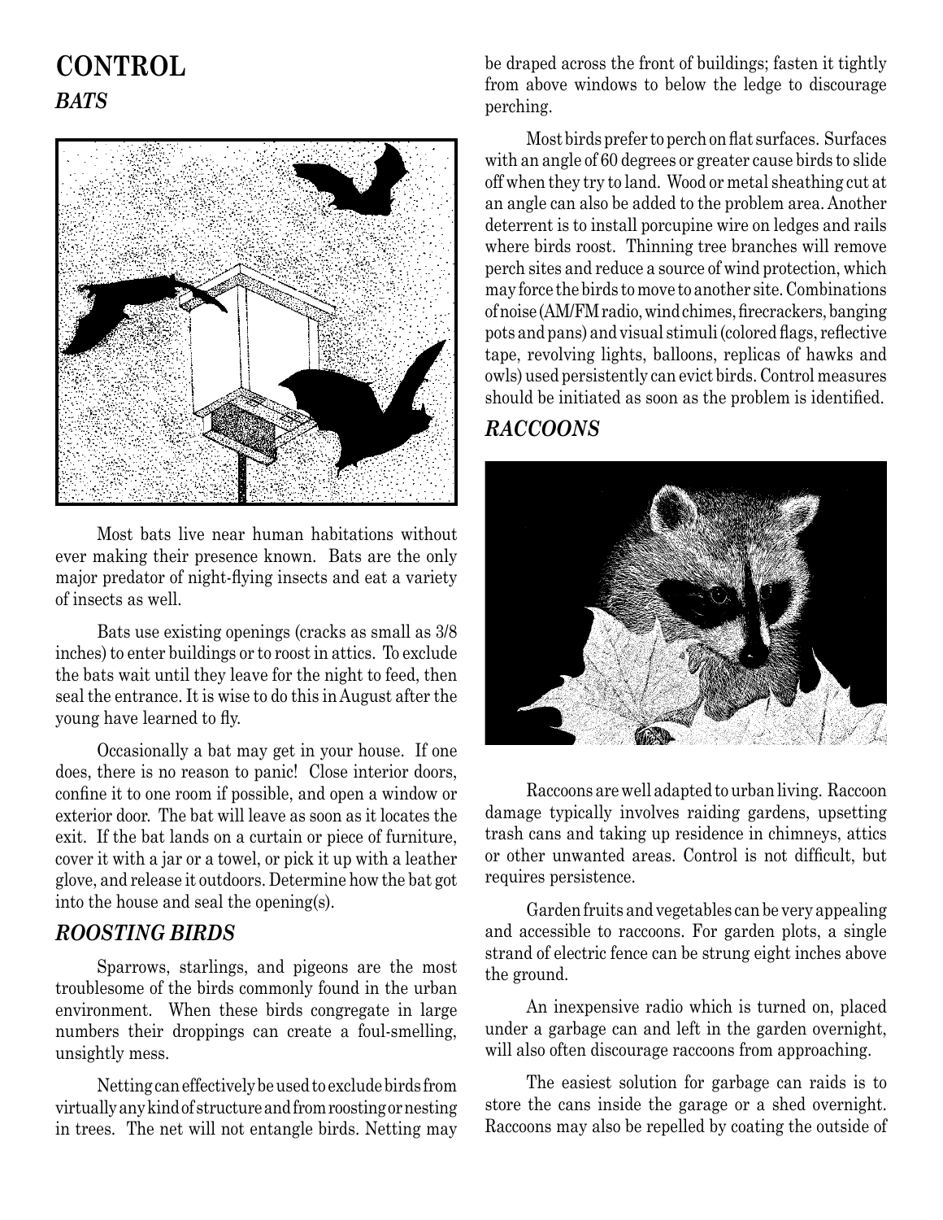# CONTROL

## *BATS*

Most bats live near human habitations without ever making their presence known. Bats are the only major predator of night-flying insects and eat a variety of insects as well.

Bats use existing openings (cracks as small as 3/8 inches) to enter buildings or to roost in attics. To exclude the bats wait until they leave for the night to feed, then seal the entrance. It is wise to do this in August after the young have learned to fly.

Occasionally a bat may get in your house. If one does, there is no reason to panic! Close interior doors, confine it to one room if possible, and open a window or exterior door. The bat will leave as soon as it locates the exit. If the bat lands on a curtain or piece of furniture, cover it with a jar or a towel, or pick it up with a leather glove, and release it outdoors. Determine how the bat got into the house and seal the opening(s).

## *ROOSTING BIRDS*

Sparrows, starlings, and pigeons are the most troublesome of the birds commonly found in the urban environment. When these birds congregate in large numbers their droppings can create a foul-smelling, unsightly mess.

Netting can effectively be used to exclude birds from virtually any kind of structure and from roosting or nesting in trees. The net will not entangle birds. Netting may be draped across the front of buildings; fasten it tightly from above windows to below the ledge to discourage perching.

Most birds prefer to perch on flat surfaces. Surfaces with an angle of 60 degrees or greater cause birds to slide off when they try to land. Wood or metal sheathing cut at an angle can also be added to the problem area. Another deterrent is to install porcupine wire on ledges and rails where birds roost. Thinning tree branches will remove perch sites and reduce a source of wind protection, which may force the birds to move to another site. Combinations of noise (AM/FM radio, wind chimes, firecrackers, banging pots and pans) and visual stimuli (colored flags, reflective tape, revolving lights, balloons, replicas of hawks and owls) used persistently can evict birds. Control measures should be initiated as soon as the problem is identified.

## *RACCOONS*

Raccoons are well adapted to urban living. Raccoon damage typically involves raiding gardens, upsetting trash cans and taking up residence in chimneys, attics or other unwanted areas. Control is not difficult, but requires persistence.

Garden fruits and vegetables can be very appealing and accessible to raccoons. For garden plots, a single strand of electric fence can be strung eight inches above the ground.

An inexpensive radio which is turned on, placed under a garbage can and left in the garden overnight, will also often discourage raccoons from approaching.

The easiest solution for garbage can raids is to store the cans inside the garage or a shed overnight. Raccoons may also be repelled by coating the outside of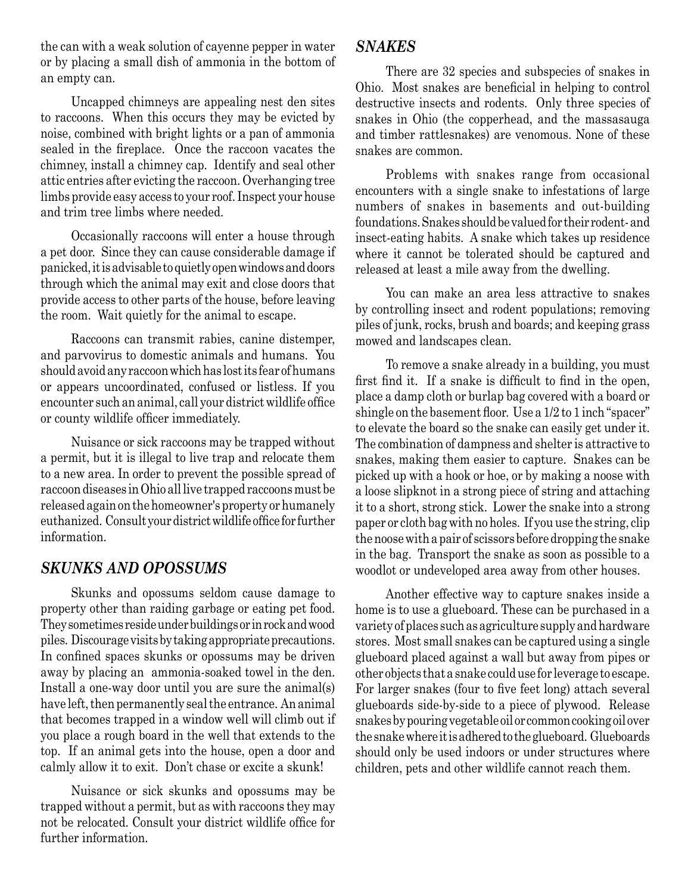the can with a weak solution of cayenne pepper in water or by placing a small dish of ammonia in the bottom of an empty can.

Uncapped chimneys are appealing nest den sites to raccoons. When this occurs they may be evicted by noise, combined with bright lights or a pan of ammonia sealed in the fireplace. Once the raccoon vacates the chimney, install a chimney cap. Identify and seal other attic entries after evicting the raccoon. Overhanging tree limbs provide easy access to your roof. Inspect your house and trim tree limbs where needed.

Occasionally raccoons will enter a house through a pet door. Since they can cause considerable damage if panicked, it is advisable to quietly open windows and doors through which the animal may exit and close doors that provide access to other parts of the house, before leaving the room. Wait quietly for the animal to escape.

Raccoons can transmit rabies, canine distemper, and parvovirus to domestic animals and humans. You should avoid any raccoon which has lost its fear of humans or appears uncoordinated, confused or listless. If you encounter such an animal, call your district wildlife office or county wildlife officer immediately.

Nuisance or sick raccoons may be trapped without a permit, but it is illegal to live trap and relocate them to a new area. In order to prevent the possible spread of raccoon diseases in Ohio all live trapped raccoons must be released again on the homeowner's property or humanely euthanized. Consult your district wildlife office for further information.

## *SKUNKS AND OPOSSUMS*

Skunks and opossums seldom cause damage to property other than raiding garbage or eating pet food. They sometimes reside under buildings or in rock and wood piles. Discourage visits by taking appropriate precautions. In confined spaces skunks or opossums may be driven away by placing an ammonia-soaked towel in the den. Install a one-way door until you are sure the animal(s) have left, then permanently seal the entrance. An animal that becomes trapped in a window well will climb out if you place a rough board in the well that extends to the top. If an animal gets into the house, open a door and calmly allow it to exit. Don't chase or excite a skunk!

Nuisance or sick skunks and opossums may be trapped without a permit, but as with raccoons they may not be relocated. Consult your district wildlife office for further information.

## *SNAKES*

There are 32 species and subspecies of snakes in Ohio. Most snakes are beneficial in helping to control destructive insects and rodents. Only three species of snakes in Ohio (the copperhead, and the massasauga and timber rattlesnakes) are venomous. None of these snakes are common.

Problems with snakes range from occasional encounters with a single snake to infestations of large numbers of snakes in basements and out-building foundations. Snakes should be valued for their rodent- and insect-eating habits. A snake which takes up residence where it cannot be tolerated should be captured and released at least a mile away from the dwelling.

You can make an area less attractive to snakes by controlling insect and rodent populations; removing piles of junk, rocks, brush and boards; and keeping grass mowed and landscapes clean.

To remove a snake already in a building, you must first find it. If a snake is difficult to find in the open, place a damp cloth or burlap bag covered with a board or shingle on the basement floor. Use a 1/2 to 1 inch "spacer" to elevate the board so the snake can easily get under it. The combination of dampness and shelter is attractive to snakes, making them easier to capture. Snakes can be picked up with a hook or hoe, or by making a noose with a loose slipknot in a strong piece of string and attaching it to a short, strong stick. Lower the snake into a strong paper or cloth bag with no holes. If you use the string, clip the noose with a pair of scissors before dropping the snake in the bag. Transport the snake as soon as possible to a woodlot or undeveloped area away from other houses.

Another effective way to capture snakes inside a home is to use a glueboard. These can be purchased in a variety of places such as agriculture supply and hardware stores. Most small snakes can be captured using a single glueboard placed against a wall but away from pipes or other objects that a snake could use for leverage to escape. For larger snakes (four to five feet long) attach several glueboards side-by-side to a piece of plywood. Release snakes by pouring vegetable oil or common cooking oil over the snake where it is adhered to the glueboard. Glueboards should only be used indoors or under structures where children, pets and other wildlife cannot reach them.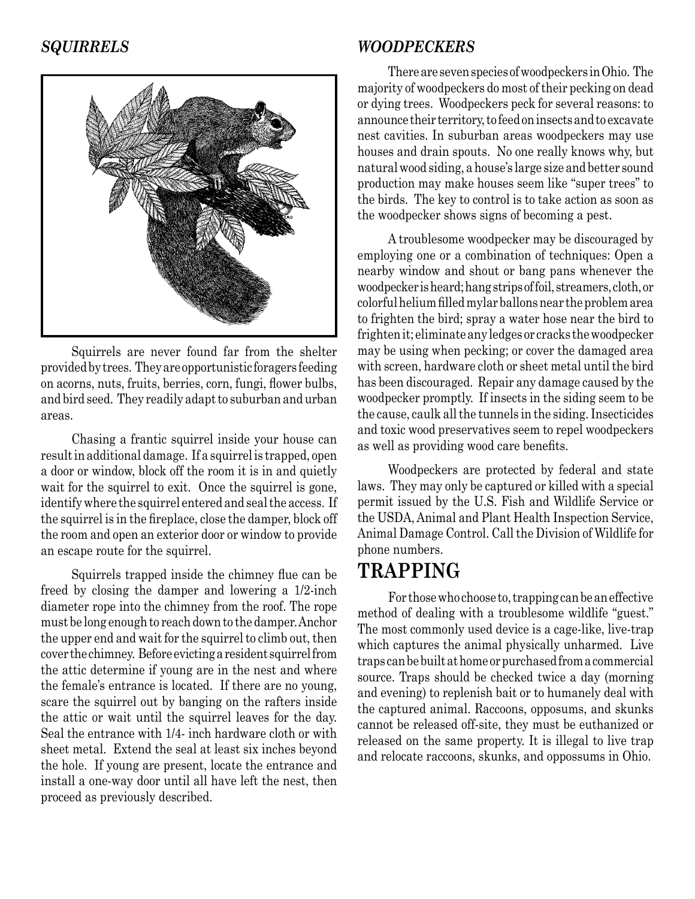## *SQUIRRELS*

Squirrels are never found far from the shelter provided by trees. They are opportunistic foragers feeding on acorns, nuts, fruits, berries, corn, fungi, flower bulbs, and bird seed. They readily adapt to suburban and urban areas.

Chasing a frantic squirrel inside your house can result in additional damage. If a squirrel is trapped, open a door or window, block off the room it is in and quietly wait for the squirrel to exit. Once the squirrel is gone, identify where the squirrel entered and seal the access. If the squirrel is in the fireplace, close the damper, block off the room and open an exterior door or window to provide an escape route for the squirrel.

Squirrels trapped inside the chimney flue can be freed by closing the damper and lowering a 1/2-inch diameter rope into the chimney from the roof. The rope must be long enough to reach down to the damper. Anchor the upper end and wait for the squirrel to climb out, then cover the chimney. Before evicting a resident squirrel from the attic determine if young are in the nest and where the female's entrance is located. If there are no young, scare the squirrel out by banging on the rafters inside the attic or wait until the squirrel leaves for the day. Seal the entrance with 1/4- inch hardware cloth or with sheet metal. Extend the seal at least six inches beyond the hole. If young are present, locate the entrance and install a one-way door until all have left the nest, then proceed as previously described.

## *WOODPECKERS*

There are seven species of woodpeckers in Ohio. The majority of woodpeckers do most of their pecking on dead or dying trees. Woodpeckers peck for several reasons: to announce their territory, to feed on insects and to excavate nest cavities. In suburban areas woodpeckers may use houses and drain spouts. No one really knows why, but natural wood siding, a house's large size and better sound production may make houses seem like "super trees" to the birds. The key to control is to take action as soon as the woodpecker shows signs of becoming a pest.

A troublesome woodpecker may be discouraged by employing one or a combination of techniques: Open a nearby window and shout or bang pans whenever the woodpecker is heard; hang strips of foil, streamers, cloth, or colorful helium filled mylar ballons near the problem area to frighten the bird; spray a water hose near the bird to frighten it; eliminate any ledges or cracks the woodpecker may be using when pecking; or cover the damaged area with screen, hardware cloth or sheet metal until the bird has been discouraged. Repair any damage caused by the woodpecker promptly. If insects in the siding seem to be the cause, caulk all the tunnels in the siding. Insecticides and toxic wood preservatives seem to repel woodpeckers as well as providing wood care benefits.

Woodpeckers are protected by federal and state laws. They may only be captured or killed with a special permit issued by the U.S. Fish and Wildlife Service or the USDA, Animal and Plant Health Inspection Service, Animal Damage Control. Call the Division of Wildlife for phone numbers.

# TRAPPING

For those who choose to, trapping can be an effective method of dealing with a troublesome wildlife "guest." The most commonly used device is a cage-like, live-trap which captures the animal physically unharmed. Live traps can be built at home or purchased from a commercial source. Traps should be checked twice a day (morning and evening) to replenish bait or to humanely deal with the captured animal. Raccoons, opposums, and skunks cannot be released off-site, they must be euthanized or released on the same property. It is illegal to live trap and relocate raccoons, skunks, and oppossums in Ohio.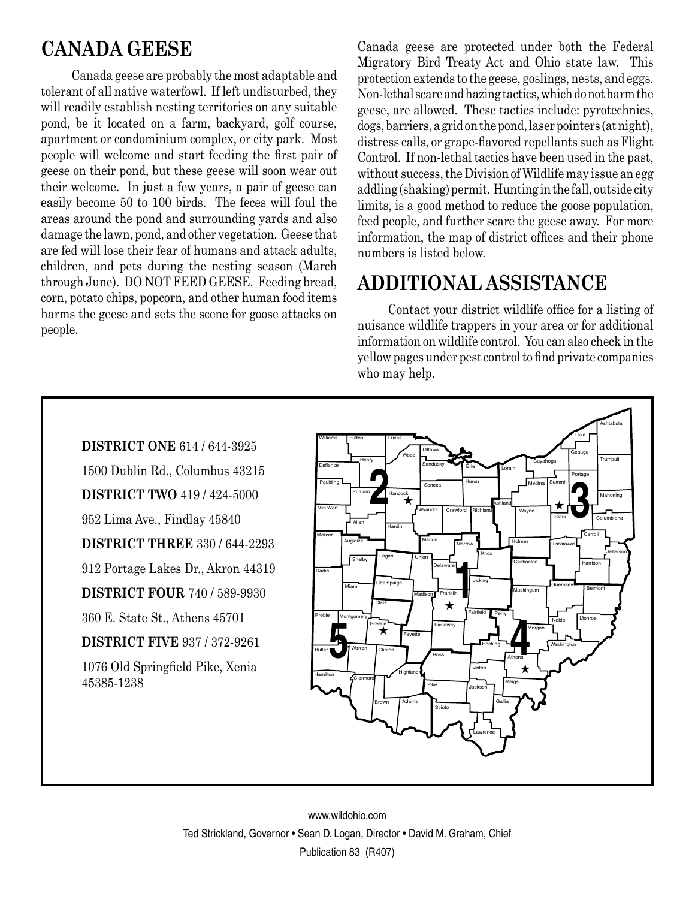## CANADA GEESE

Canada geese are probably the most adaptable and tolerant of all native waterfowl. If left undisturbed, they will readily establish nesting territories on any suitable pond, be it located on a farm, backyard, golf course, apartment or condominium complex, or city park. Most people will welcome and start feeding the first pair of geese on their pond, but these geese will soon wear out their welcome. In just a few years, a pair of geese can easily become 50 to 100 birds. The feces will foul the areas around the pond and surrounding yards and also damage the lawn, pond, and other vegetation. Geese that are fed will lose their fear of humans and attack adults, children, and pets during the nesting season (March through June). DO NOT FEED GEESE. Feeding bread, corn, potato chips, popcorn, and other human food items harms the geese and sets the scene for goose attacks on people.

Canada geese are protected under both the Federal Migratory Bird Treaty Act and Ohio state law. This protection extends to the geese, goslings, nests, and eggs. Non-lethal scare and hazing tactics, which do not harm the geese, are allowed. These tactics include: pyrotechnics, dogs, barriers, a grid on the pond, laser pointers (at night), distress calls, or grape-flavored repellants such as Flight Control. If non-lethal tactics have been used in the past, without success, the Division of Wildlife may issue an egg addling (shaking) permit. Hunting in the fall, outside city limits, is a good method to reduce the goose population, feed people, and further scare the geese away. For more information, the map of district offices and their phone numbers is listed below.

## ADDITIONAL ASSISTANCE

Contact your district wildlife office for a listing of nuisance wildlife trappers in your area or for additional information on wildlife control. You can also check in the yellow pages under pest control to find private companies who may help.

**DISTRICT ONE** 614 / 644-3925

1500 Dublin Rd., Columbus 43215

**DISTRICT TWO** 419 / 424-5000

952 Lima Ave., Findlay 45840

**DISTRICT THREE** 330 / 644-2293

912 Portage Lakes Dr., Akron 44319

**DISTRICT FOUR** 740 / 589-9930

360 E. State St., Athens 45701

**DISTRICT FIVE** 937 / 372-9261

1076 Old Springfield Pike, Xenia 45385-1238

www.wildohio.com

Ted Strickland, Governor • Sean D. Logan, Director • David M. Graham, Chief

Publication 83 (R407)